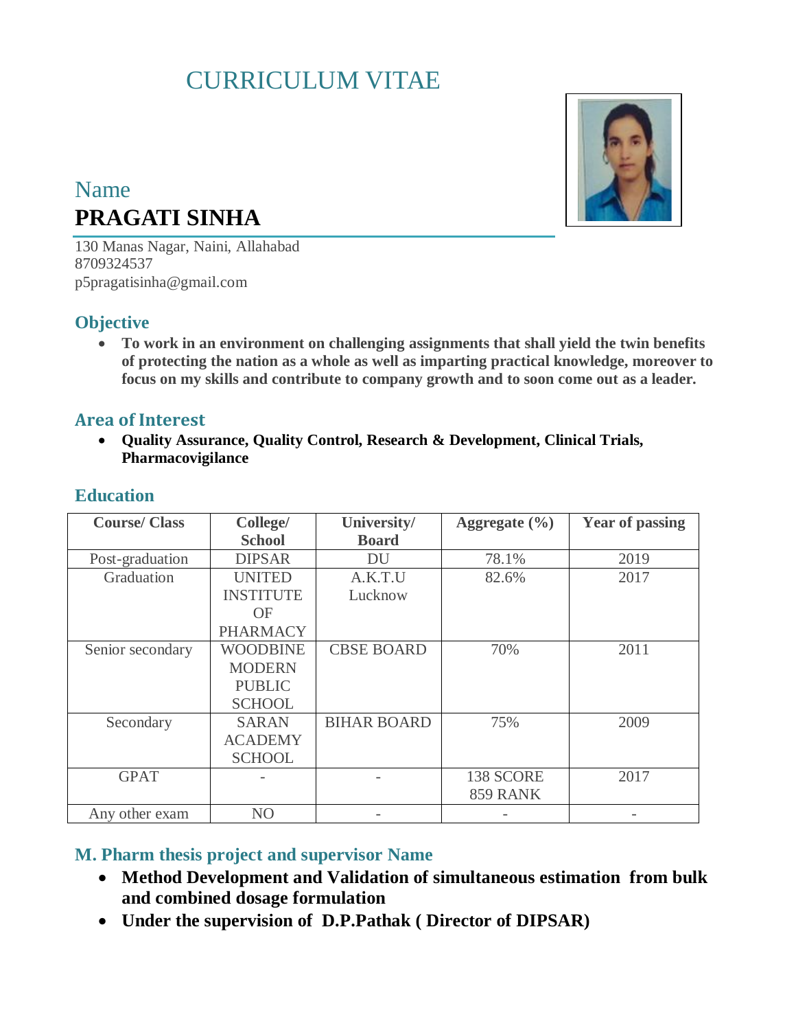# CURRICULUM VITAE

Name

**PRAGATI SINHA**

130 Manas Nagar, Naini, Allahabad
8709324537
p5pragatisinha@gmail.com

## Objective

- **To work in an environment on challenging assignments that shall yield the twin benefits of protecting the nation as a whole as well as imparting practical knowledge, moreover to focus on my skills and contribute to company growth and to soon come out as a leader.**

## Area of Interest

- **Quality Assurance, Quality Control, Research & Development, Clinical Trials, Pharmacovigilance**

## Education

| Course/ Class | College/ School | University/ Board | Aggregate (%) | Year of passing |
|---|---|---|---|---|
| Post-graduation | DIPSAR | DU | 78.1% | 2019 |
| Graduation | UNITED INSTITUTE OF PHARMACY | A.K.T.U Lucknow | 82.6% | 2017 |
| Senior secondary | WOODBINE MODERN PUBLIC SCHOOL | CBSE BOARD | 70% | 2011 |
| Secondary | SARAN ACADEMY SCHOOL | BIHAR BOARD | 75% | 2009 |
| GPAT | - | - | 138 SCORE 859 RANK | 2017 |
| Any other exam | NO | - | - | - |

## M. Pharm thesis project and supervisor Name

- **Method Development and Validation of simultaneous estimation from bulk and combined dosage formulation**
- **Under the supervision of D.P.Pathak ( Director of DIPSAR)**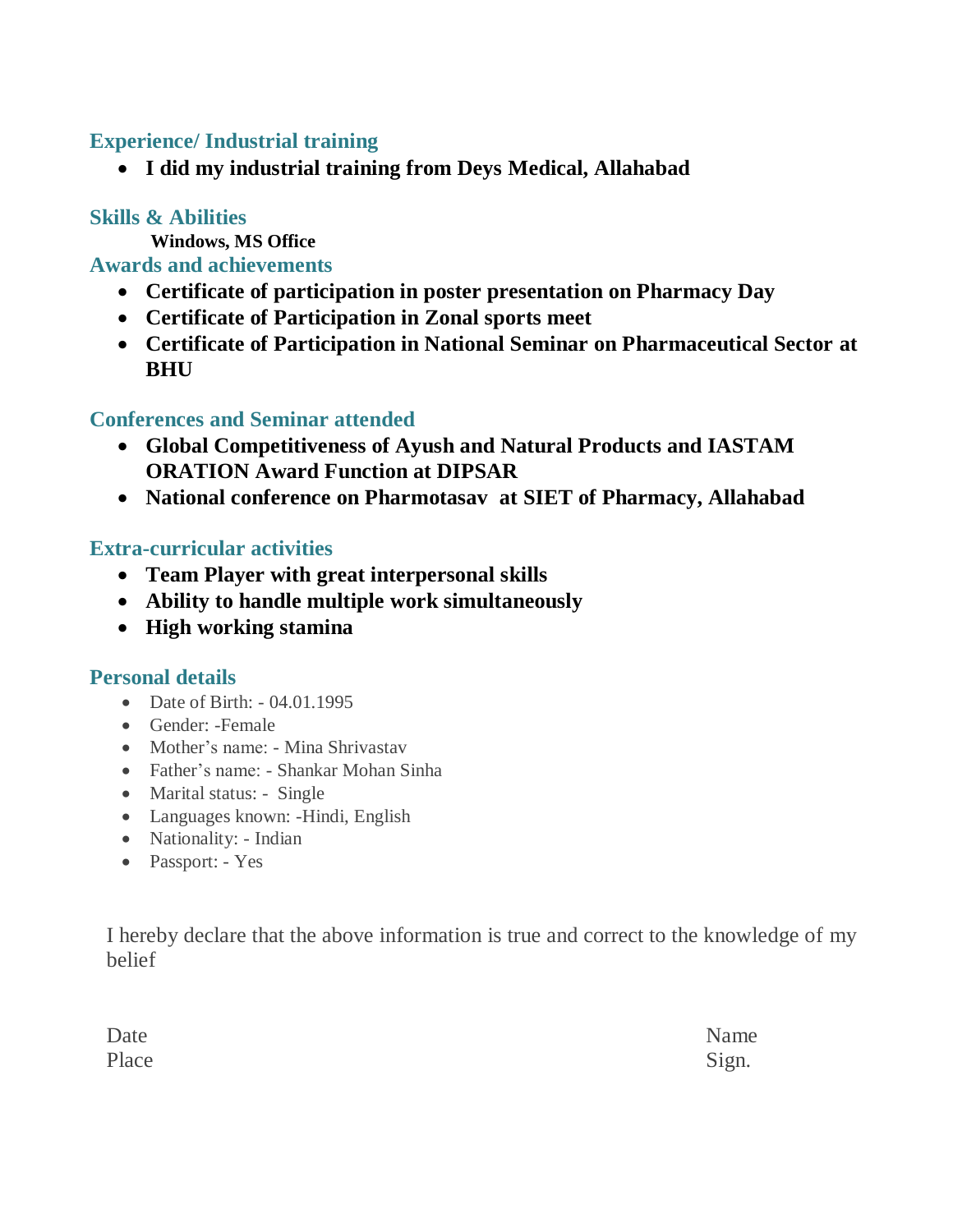## Experience/ Industrial training

- **I did my industrial training from Deys Medical, Allahabad**

## Skills & Abilities

**Windows, MS Office**

## Awards and achievements

- **Certificate of participation in poster presentation on Pharmacy Day**
- **Certificate of Participation in Zonal sports meet**
- **Certificate of Participation in National Seminar on Pharmaceutical Sector at BHU**

## Conferences and Seminar attended

- **Global Competitiveness of Ayush and Natural Products and IASTAM ORATION Award Function at DIPSAR**
- **National conference on Pharmotasav at SIET of Pharmacy, Allahabad**

## Extra-curricular activities

- **Team Player with great interpersonal skills**
- **Ability to handle multiple work simultaneously**
- **High working stamina**

## Personal details

- Date of Birth: - 04.01.1995
- Gender: -Female
- Mother's name: - Mina Shrivastav
- Father's name: - Shankar Mohan Sinha
- Marital status: - Single
- Languages known: -Hindi, English
- Nationality: - Indian
- Passport: - Yes

I hereby declare that the above information is true and correct to the knowledge of my belief

Date
Place

Name
Sign.